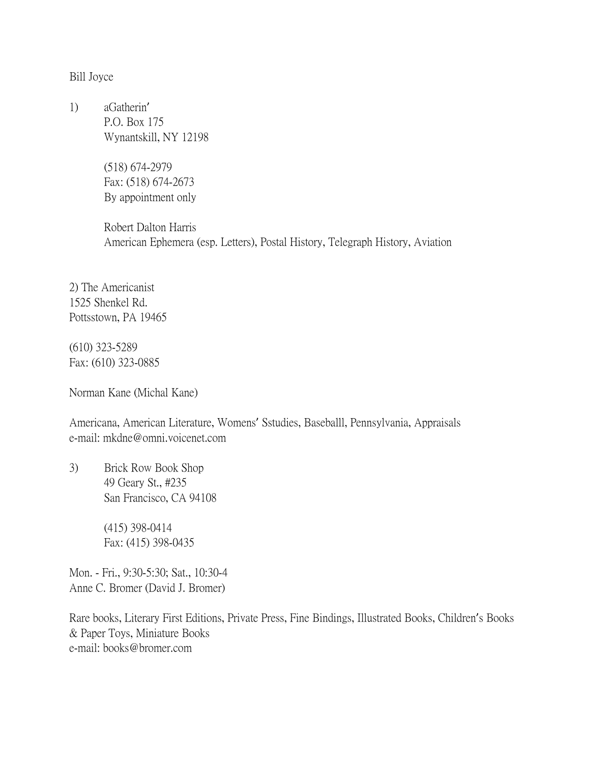Bill Joyce

1) aGatherin'
   P.O. Box 175
   Wynantskill, NY 12198

   (518) 674-2979
   Fax: (518) 674-2673
   By appointment only

   Robert Dalton Harris
   American Ephemera (esp. Letters), Postal History, Telegraph History, Aviation

2) The Americanist
1525 Shenkel Rd.
Pottstown, PA 19465

(610) 323-5289
Fax: (610) 323-0885

Norman Kane (Michal Kane)

Americana, American Literature, Womens' Sstudies, Baseballl, Pennsylvania, Appraisals
e-mail: mkdne@omni.voicenet.com

3) Brick Row Book Shop
   49 Geary St., #235
   San Francisco, CA 94108

   (415) 398-0414
   Fax: (415) 398-0435

Mon. - Fri., 9:30-5:30; Sat., 10:30-4
Anne C. Bromer (David J. Bromer)

Rare books, Literary First Editions, Private Press, Fine Bindings, Illustrated Books, Children's Books & Paper Toys, Miniature Books
e-mail: books@bromer.com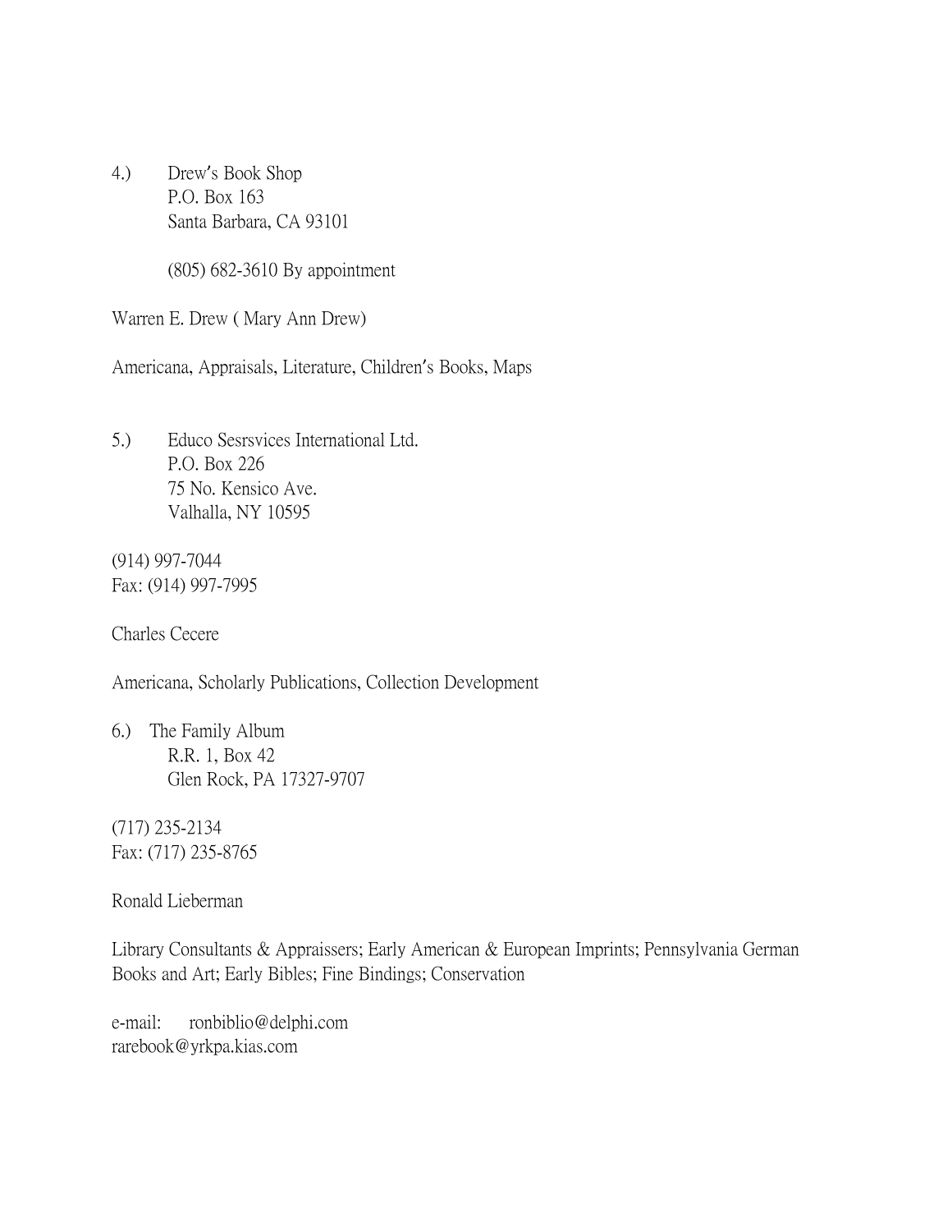4.) Drew's Book Shop
P.O. Box 163
Santa Barbara, CA 93101

(805) 682-3610 By appointment

Warren E. Drew ( Mary Ann Drew)

Americana, Appraisals, Literature, Children's Books, Maps

5.) Educo Sesrsvices International Ltd.
P.O. Box 226
75 No. Kensico Ave.
Valhalla, NY 10595

(914) 997-7044
Fax: (914) 997-7995

Charles Cecere

Americana, Scholarly Publications, Collection Development

6.) The Family Album
R.R. 1, Box 42
Glen Rock, PA 17327-9707

(717) 235-2134
Fax: (717) 235-8765

Ronald Lieberman

Library Consultants & Appraissers; Early American & European Imprints; Pennsylvania German Books and Art; Early Bibles; Fine Bindings; Conservation

e-mail: ronbiblio@delphi.com
rarebook@yrkpa.kias.com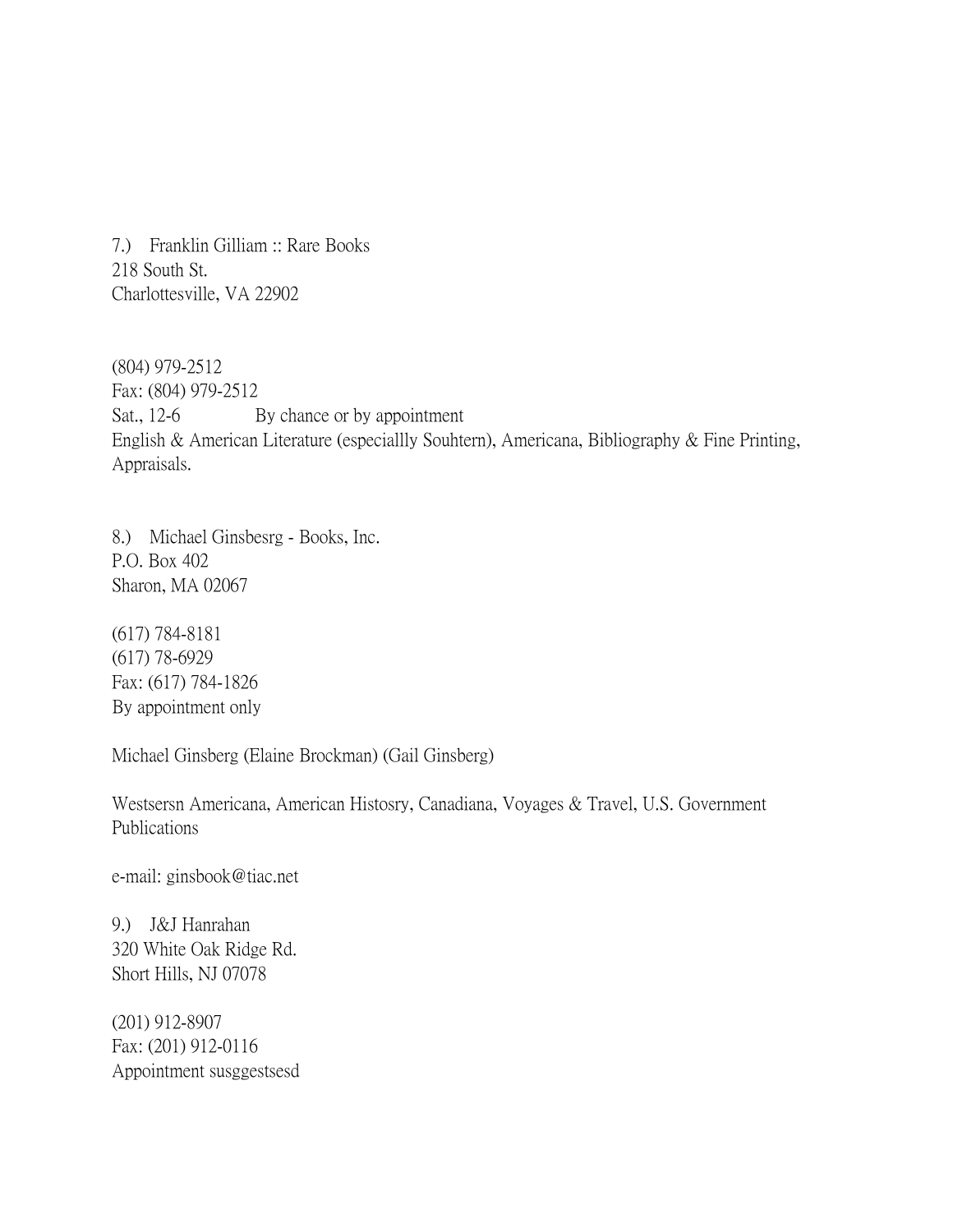7.) Franklin Gilliam :: Rare Books
218 South St.
Charlottesville, VA 22902

(804) 979-2512
Fax: (804) 979-2512
Sat., 12-6 By chance or by appointment
English & American Literature (especiallly Souhtern), Americana, Bibliography & Fine Printing, Appraisals.

8.) Michael Ginsbesrg - Books, Inc.
P.O. Box 402
Sharon, MA 02067

(617) 784-8181
(617) 78-6929
Fax: (617) 784-1826
By appointment only

Michael Ginsberg (Elaine Brockman) (Gail Ginsberg)

Westsersn Americana, American Histosry, Canadiana, Voyages & Travel, U.S. Government Publications

e-mail: ginsbook@tiac.net

9.) J&J Hanrahan
320 White Oak Ridge Rd.
Short Hills, NJ 07078

(201) 912-8907
Fax: (201) 912-0116
Appointment susggestsesd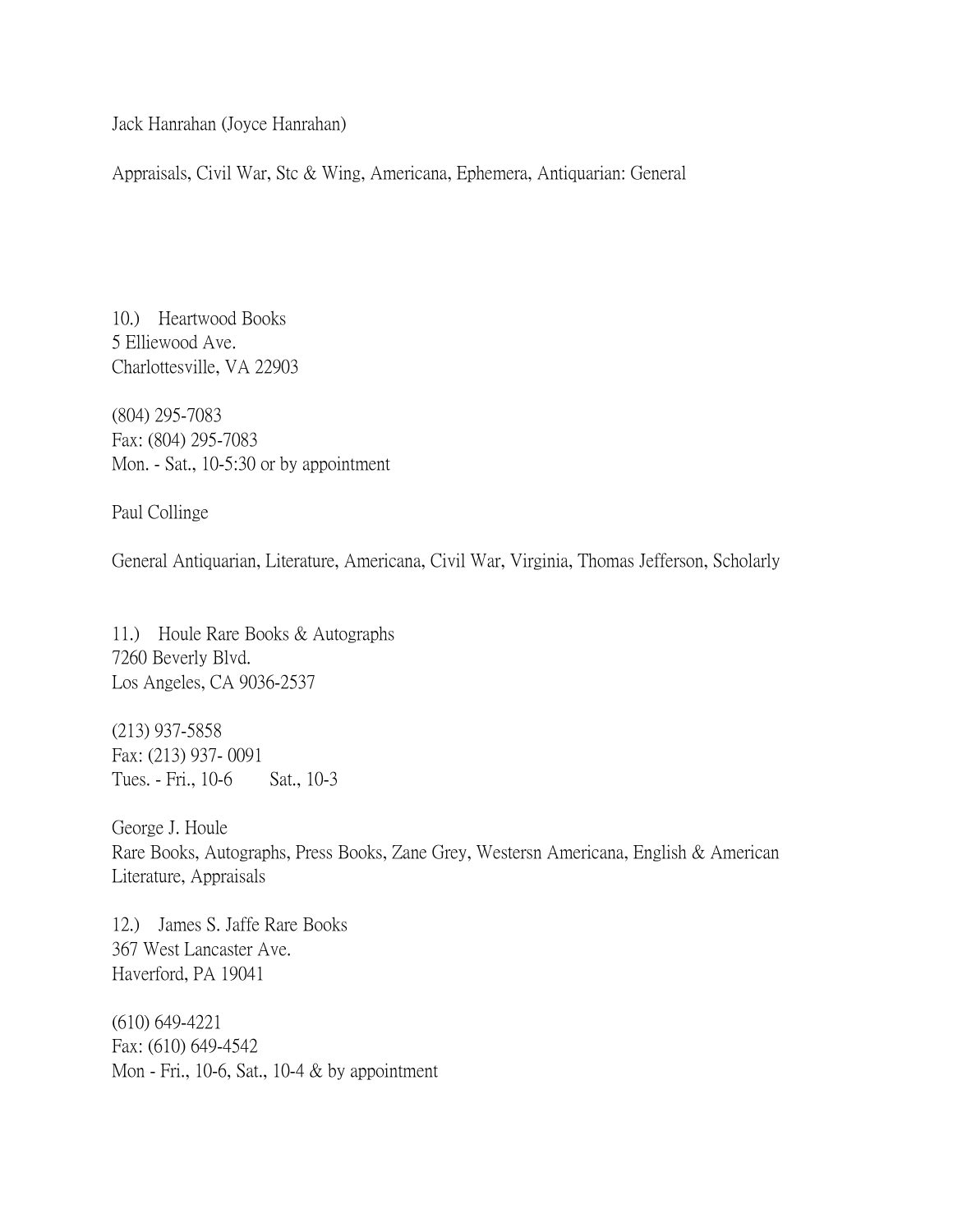Jack Hanrahan (Joyce Hanrahan)

Appraisals, Civil War, Stc & Wing, Americana, Ephemera, Antiquarian: General

10.) Heartwood Books
5 Elliewood Ave.
Charlottesville, VA 22903

(804) 295-7083
Fax: (804) 295-7083
Mon. - Sat., 10-5:30 or by appointment

Paul Collinge

General Antiquarian, Literature, Americana, Civil War, Virginia, Thomas Jefferson, Scholarly

11.) Houle Rare Books & Autographs
7260 Beverly Blvd.
Los Angeles, CA 9036-2537

(213) 937-5858
Fax: (213) 937- 0091
Tues. - Fri., 10-6 Sat., 10-3

George J. Houle
Rare Books, Autographs, Press Books, Zane Grey, Westersn Americana, English & American Literature, Appraisals

12.) James S. Jaffe Rare Books
367 West Lancaster Ave.
Haverford, PA 19041

(610) 649-4221
Fax: (610) 649-4542
Mon - Fri., 10-6, Sat., 10-4 & by appointment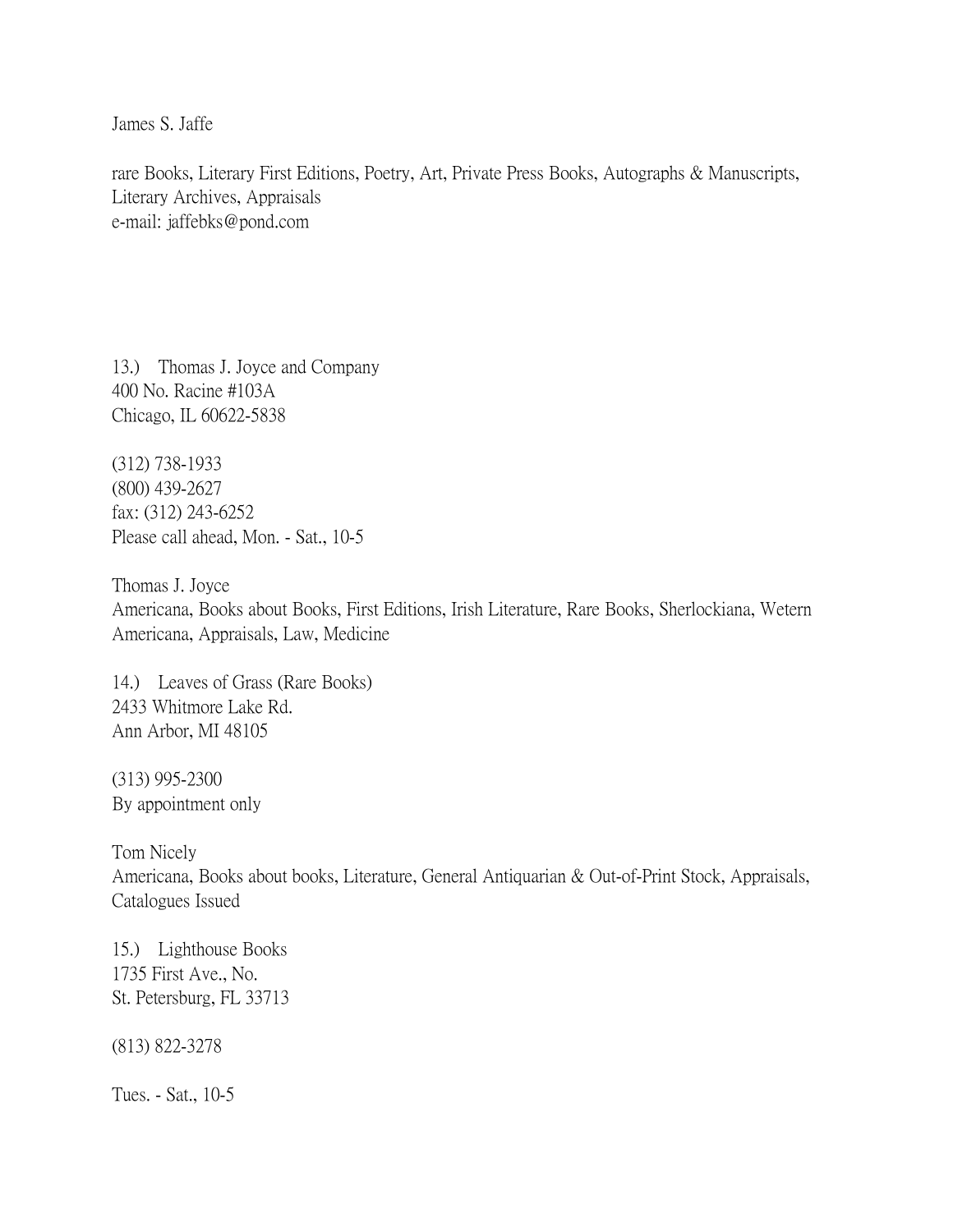James S. Jaffe

rare Books, Literary First Editions, Poetry, Art, Private Press Books, Autographs & Manuscripts, Literary Archives, Appraisals
e-mail: jaffebks@pond.com

13.) Thomas J. Joyce and Company
400 No. Racine #103A
Chicago, IL 60622-5838

(312) 738-1933
(800) 439-2627
fax: (312) 243-6252
Please call ahead, Mon. - Sat., 10-5

Thomas J. Joyce
Americana, Books about Books, First Editions, Irish Literature, Rare Books, Sherlockiana, Wetern Americana, Appraisals, Law, Medicine

14.) Leaves of Grass (Rare Books)
2433 Whitmore Lake Rd.
Ann Arbor, MI 48105

(313) 995-2300
By appointment only

Tom Nicely
Americana, Books about books, Literature, General Antiquarian & Out-of-Print Stock, Appraisals, Catalogues Issued

15.) Lighthouse Books
1735 First Ave., No.
St. Petersburg, FL 33713

(813) 822-3278

Tues. - Sat., 10-5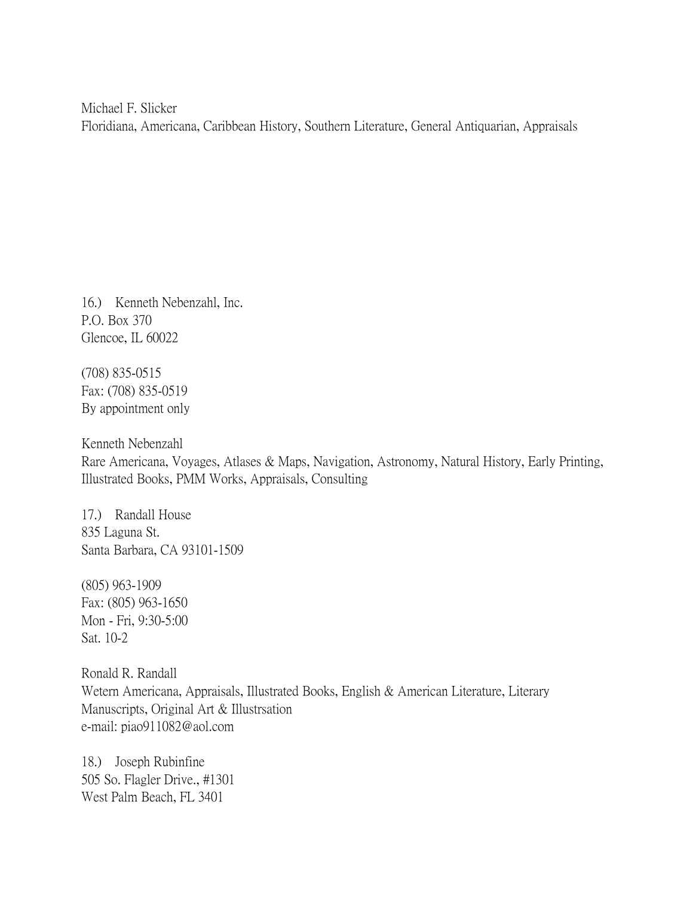Michael F. Slicker
Floridiana, Americana, Caribbean History, Southern Literature, General Antiquarian, Appraisals

16.) Kenneth Nebenzahl, Inc.
P.O. Box 370
Glencoe, IL 60022

(708) 835-0515
Fax: (708) 835-0519
By appointment only

Kenneth Nebenzahl
Rare Americana, Voyages, Atlases & Maps, Navigation, Astronomy, Natural History, Early Printing, Illustrated Books, PMM Works, Appraisals, Consulting

17.) Randall House
835 Laguna St.
Santa Barbara, CA 93101-1509

(805) 963-1909
Fax: (805) 963-1650
Mon - Fri, 9:30-5:00
Sat. 10-2

Ronald R. Randall
Wetern Americana, Appraisals, Illustrated Books, English & American Literature, Literary Manuscripts, Original Art & Illustrsation
e-mail: piao911082@aol.com

18.) Joseph Rubinfine
505 So. Flagler Drive., #1301
West Palm Beach, FL 3401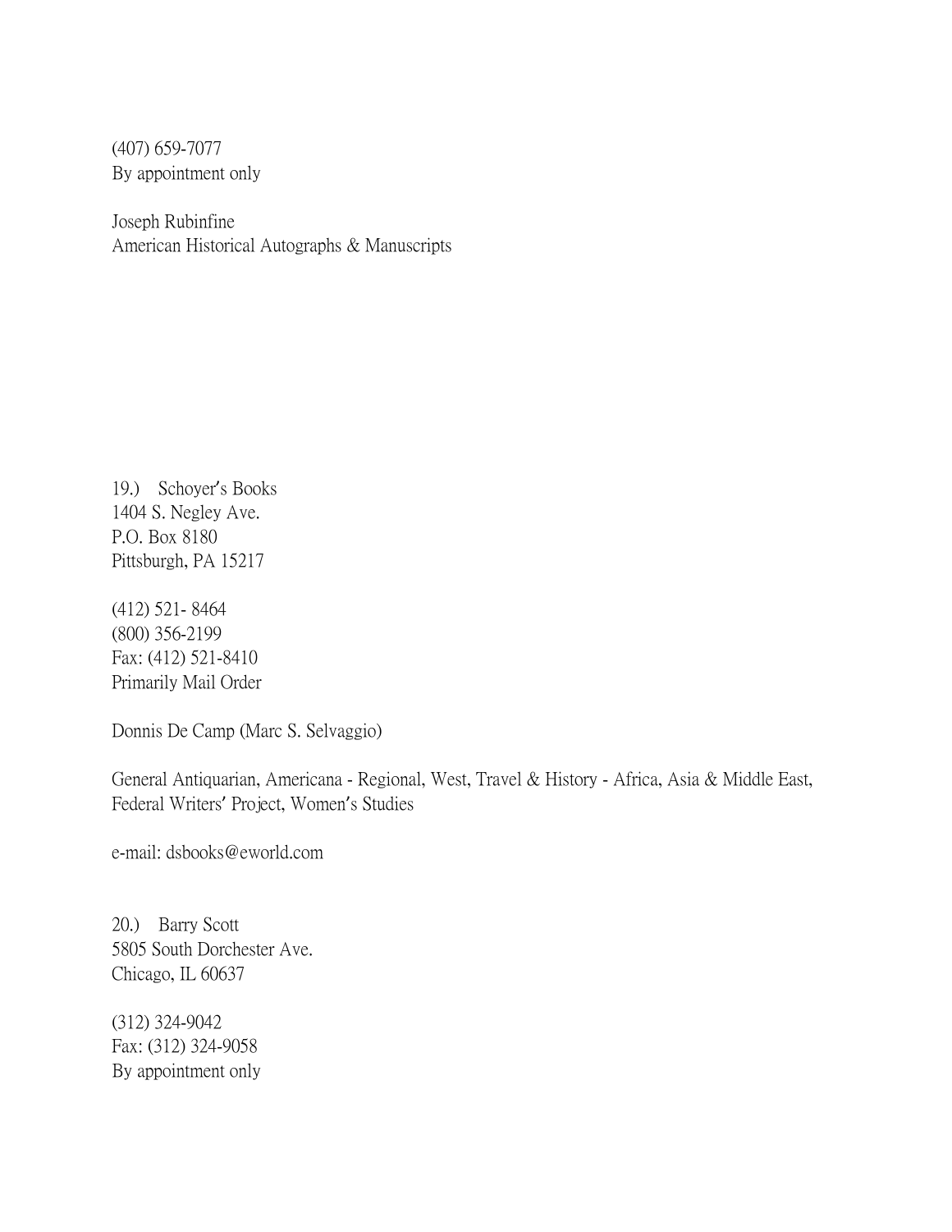(407) 659-7077
By appointment only

Joseph Rubinfine
American Historical Autographs & Manuscripts

19.) Schoyer's Books
1404 S. Negley Ave.
P.O. Box 8180
Pittsburgh, PA 15217

(412) 521- 8464
(800) 356-2199
Fax: (412) 521-8410
Primarily Mail Order

Donnis De Camp (Marc S. Selvaggio)

General Antiquarian, Americana - Regional, West, Travel & History - Africa, Asia & Middle East, Federal Writers' Project, Women's Studies

e-mail: dsbooks@eworld.com

20.) Barry Scott
5805 South Dorchester Ave.
Chicago, IL 60637

(312) 324-9042
Fax: (312) 324-9058
By appointment only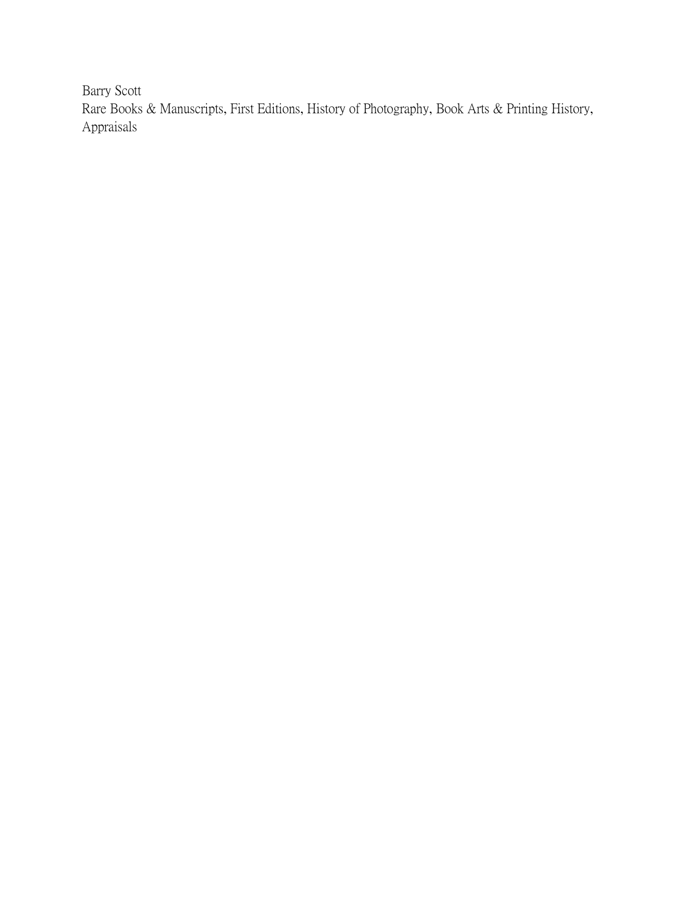Barry Scott
Rare Books & Manuscripts, First Editions, History of Photography, Book Arts & Printing History, Appraisals